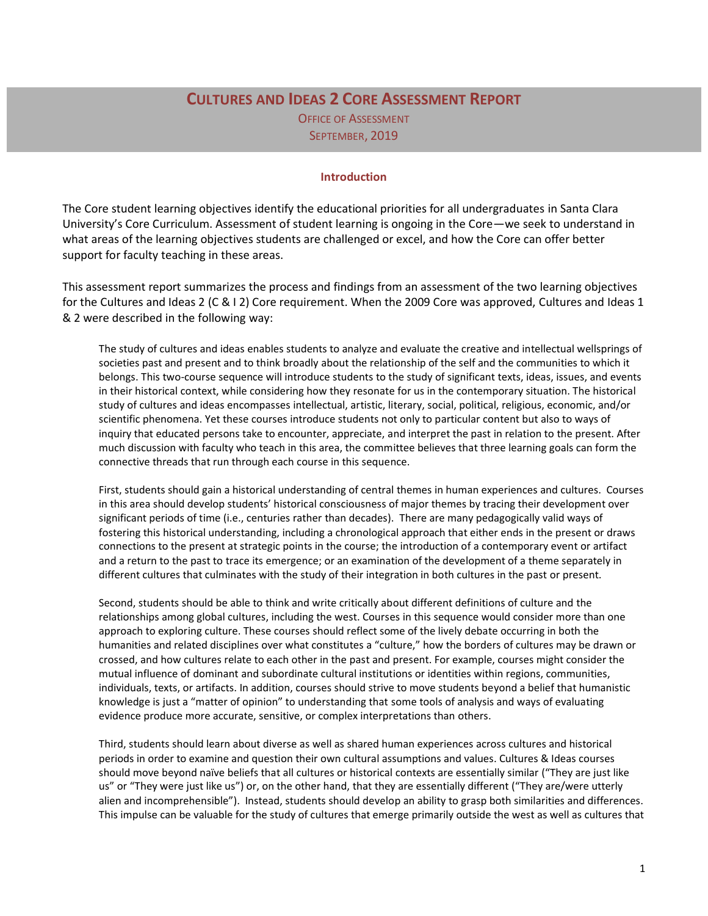# Cultures and Ideas 2 Core Assessment Report

Office of Assessment

September, 2019

## Introduction

The Core student learning objectives identify the educational priorities for all undergraduates in Santa Clara University's Core Curriculum. Assessment of student learning is ongoing in the Core—we seek to understand in what areas of the learning objectives students are challenged or excel, and how the Core can offer better support for faculty teaching in these areas.

This assessment report summarizes the process and findings from an assessment of the two learning objectives for the Cultures and Ideas 2 (C & I 2) Core requirement. When the 2009 Core was approved, Cultures and Ideas 1 & 2 were described in the following way:

> The study of cultures and ideas enables students to analyze and evaluate the creative and intellectual wellsprings of societies past and present and to think broadly about the relationship of the self and the communities to which it belongs. This two-course sequence will introduce students to the study of significant texts, ideas, issues, and events in their historical context, while considering how they resonate for us in the contemporary situation. The historical study of cultures and ideas encompasses intellectual, artistic, literary, social, political, religious, economic, and/or scientific phenomena. Yet these courses introduce students not only to particular content but also to ways of inquiry that educated persons take to encounter, appreciate, and interpret the past in relation to the present. After much discussion with faculty who teach in this area, the committee believes that three learning goals can form the connective threads that run through each course in this sequence.
>
> First, students should gain a historical understanding of central themes in human experiences and cultures. Courses in this area should develop students' historical consciousness of major themes by tracing their development over significant periods of time (i.e., centuries rather than decades). There are many pedagogically valid ways of fostering this historical understanding, including a chronological approach that either ends in the present or draws connections to the present at strategic points in the course; the introduction of a contemporary event or artifact and a return to the past to trace its emergence; or an examination of the development of a theme separately in different cultures that culminates with the study of their integration in both cultures in the past or present.
>
> Second, students should be able to think and write critically about different definitions of culture and the relationships among global cultures, including the west. Courses in this sequence would consider more than one approach to exploring culture. These courses should reflect some of the lively debate occurring in both the humanities and related disciplines over what constitutes a "culture," how the borders of cultures may be drawn or crossed, and how cultures relate to each other in the past and present. For example, courses might consider the mutual influence of dominant and subordinate cultural institutions or identities within regions, communities, individuals, texts, or artifacts. In addition, courses should strive to move students beyond a belief that humanistic knowledge is just a "matter of opinion" to understanding that some tools of analysis and ways of evaluating evidence produce more accurate, sensitive, or complex interpretations than others.
>
> Third, students should learn about diverse as well as shared human experiences across cultures and historical periods in order to examine and question their own cultural assumptions and values. Cultures & Ideas courses should move beyond naïve beliefs that all cultures or historical contexts are essentially similar ("They are just like us" or "They were just like us") or, on the other hand, that they are essentially different ("They are/were utterly alien and incomprehensible"). Instead, students should develop an ability to grasp both similarities and differences. This impulse can be valuable for the study of cultures that emerge primarily outside the west as well as cultures that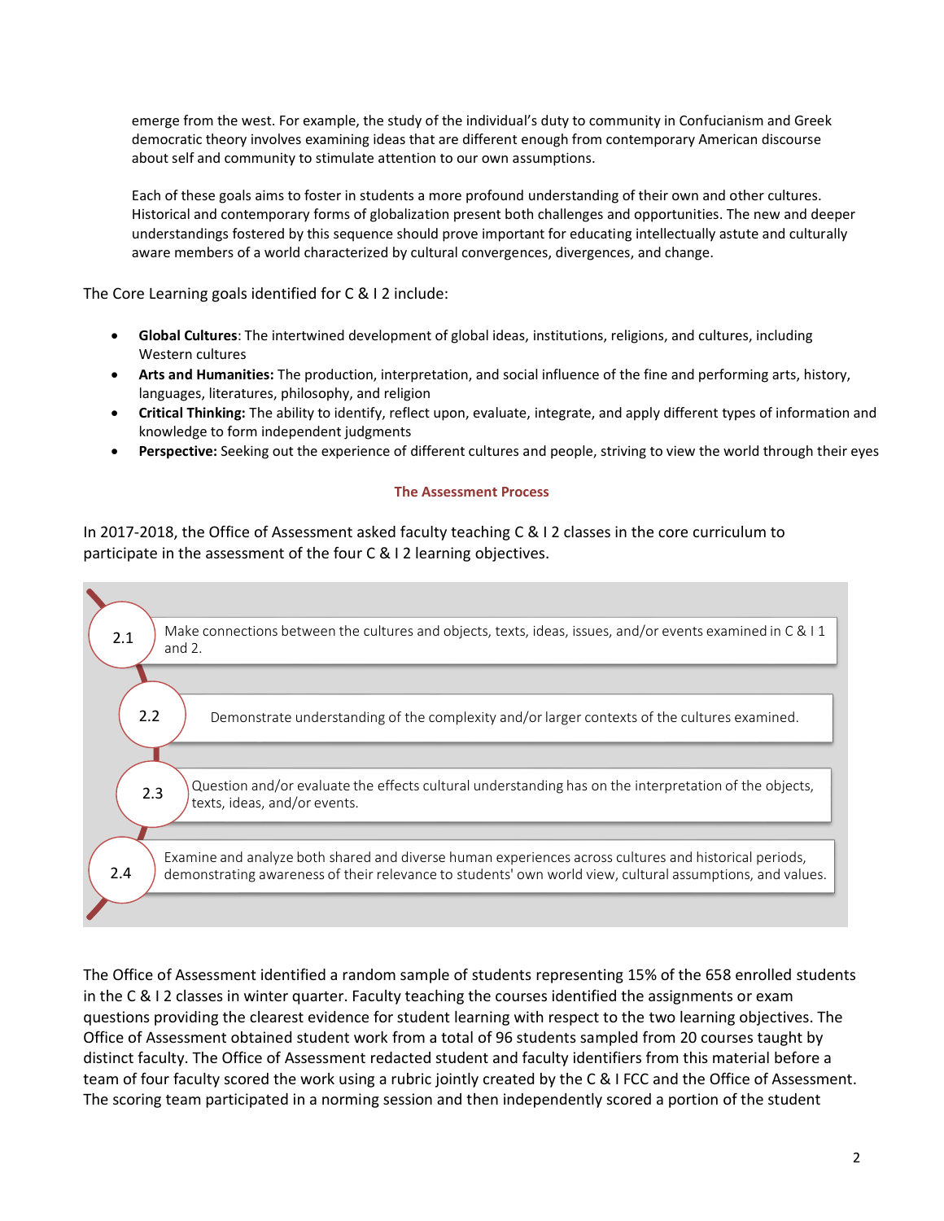emerge from the west. For example, the study of the individual's duty to community in Confucianism and Greek democratic theory involves examining ideas that are different enough from contemporary American discourse about self and community to stimulate attention to our own assumptions.

Each of these goals aims to foster in students a more profound understanding of their own and other cultures. Historical and contemporary forms of globalization present both challenges and opportunities. The new and deeper understandings fostered by this sequence should prove important for educating intellectually astute and culturally aware members of a world characterized by cultural convergences, divergences, and change.

The Core Learning goals identified for C & I 2 include:

- **Global Cultures**: The intertwined development of global ideas, institutions, religions, and cultures, including Western cultures
- **Arts and Humanities:** The production, interpretation, and social influence of the fine and performing arts, history, languages, literatures, philosophy, and religion
- **Critical Thinking:** The ability to identify, reflect upon, evaluate, integrate, and apply different types of information and knowledge to form independent judgments
- **Perspective:** Seeking out the experience of different cultures and people, striving to view the world through their eyes

## The Assessment Process

In 2017-2018, the Office of Assessment asked faculty teaching C & I 2 classes in the core curriculum to participate in the assessment of the four C & I 2 learning objectives.

- **2.1** Make connections between the cultures and objects, texts, ideas, issues, and/or events examined in C & I 1 and 2.
- **2.2** Demonstrate understanding of the complexity and/or larger contexts of the cultures examined.
- **2.3** Question and/or evaluate the effects cultural understanding has on the interpretation of the objects, texts, ideas, and/or events.
- **2.4** Examine and analyze both shared and diverse human experiences across cultures and historical periods, demonstrating awareness of their relevance to students' own world view, cultural assumptions, and values.

The Office of Assessment identified a random sample of students representing 15% of the 658 enrolled students in the C & I 2 classes in winter quarter. Faculty teaching the courses identified the assignments or exam questions providing the clearest evidence for student learning with respect to the two learning objectives. The Office of Assessment obtained student work from a total of 96 students sampled from 20 courses taught by distinct faculty. The Office of Assessment redacted student and faculty identifiers from this material before a team of four faculty scored the work using a rubric jointly created by the C & I FCC and the Office of Assessment. The scoring team participated in a norming session and then independently scored a portion of the student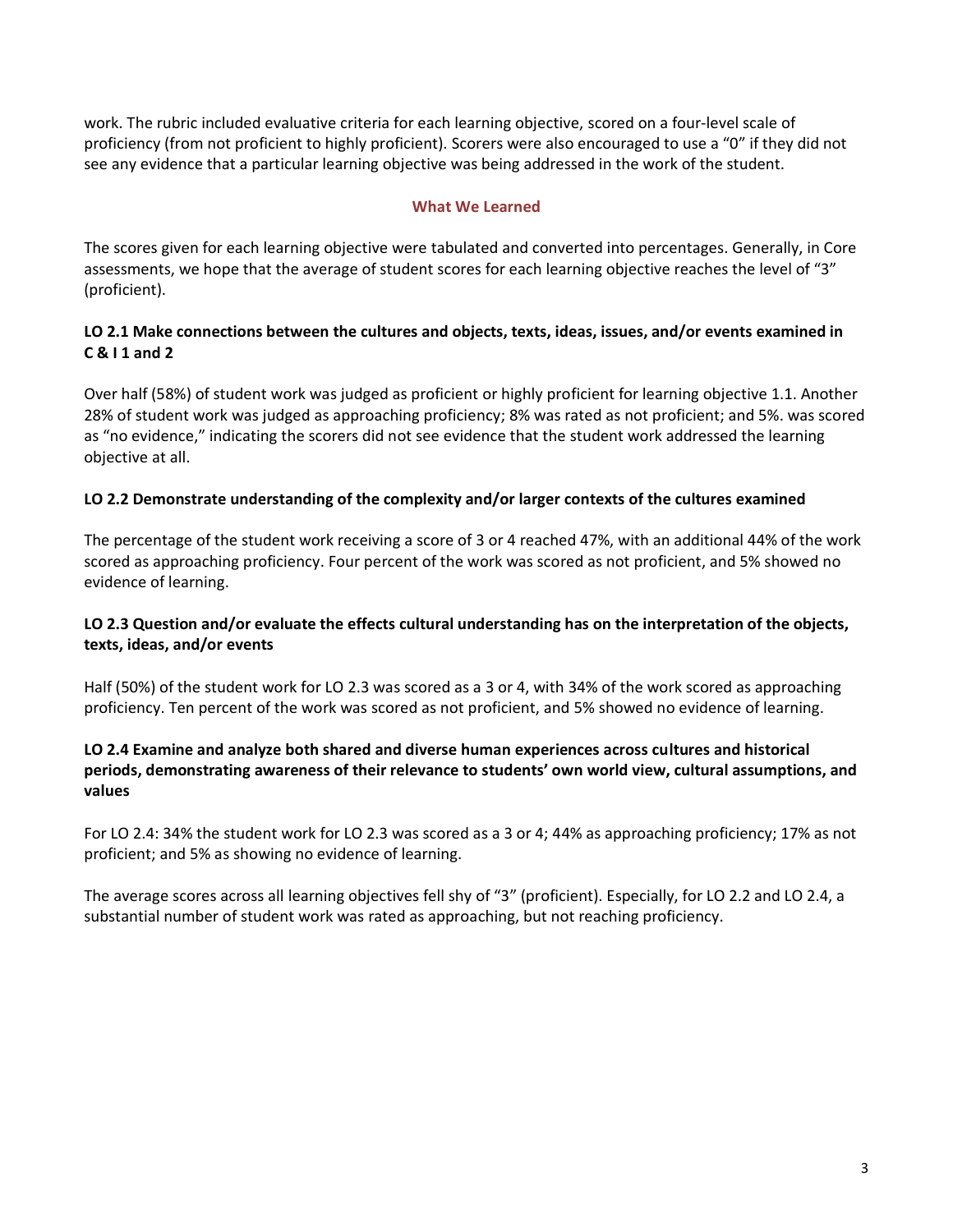work. The rubric included evaluative criteria for each learning objective, scored on a four-level scale of proficiency (from not proficient to highly proficient). Scorers were also encouraged to use a "0" if they did not see any evidence that a particular learning objective was being addressed in the work of the student.

## What We Learned

The scores given for each learning objective were tabulated and converted into percentages. Generally, in Core assessments, we hope that the average of student scores for each learning objective reaches the level of "3" (proficient).

### LO 2.1 Make connections between the cultures and objects, texts, ideas, issues, and/or events examined in C & I 1 and 2

Over half (58%) of student work was judged as proficient or highly proficient for learning objective 1.1. Another 28% of student work was judged as approaching proficiency; 8% was rated as not proficient; and 5%. was scored as "no evidence," indicating the scorers did not see evidence that the student work addressed the learning objective at all.

### LO 2.2 Demonstrate understanding of the complexity and/or larger contexts of the cultures examined

The percentage of the student work receiving a score of 3 or 4 reached 47%, with an additional 44% of the work scored as approaching proficiency. Four percent of the work was scored as not proficient, and 5% showed no evidence of learning.

### LO 2.3 Question and/or evaluate the effects cultural understanding has on the interpretation of the objects, texts, ideas, and/or events

Half (50%) of the student work for LO 2.3 was scored as a 3 or 4, with 34% of the work scored as approaching proficiency. Ten percent of the work was scored as not proficient, and 5% showed no evidence of learning.

### LO 2.4 Examine and analyze both shared and diverse human experiences across cultures and historical periods, demonstrating awareness of their relevance to students' own world view, cultural assumptions, and values

For LO 2.4: 34% the student work for LO 2.3 was scored as a 3 or 4; 44% as approaching proficiency; 17% as not proficient; and 5% as showing no evidence of learning.

The average scores across all learning objectives fell shy of "3" (proficient). Especially, for LO 2.2 and LO 2.4, a substantial number of student work was rated as approaching, but not reaching proficiency.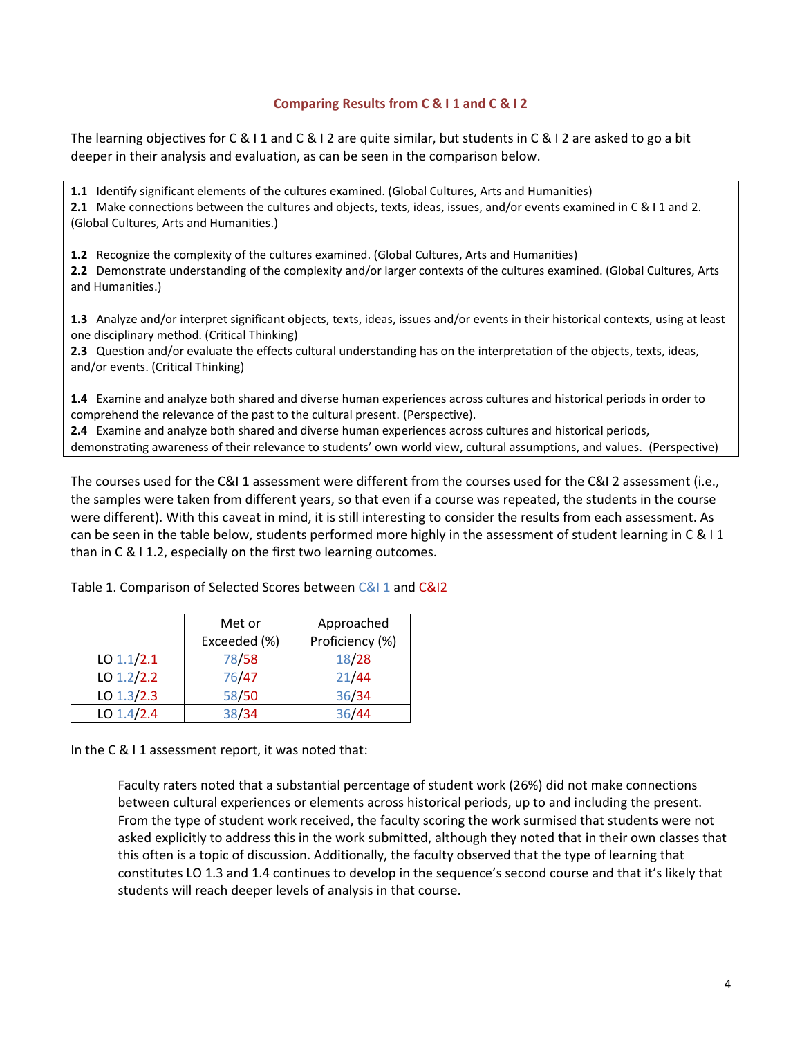## Comparing Results from C & I 1 and C & I 2

The learning objectives for C & I 1 and C & I 2 are quite similar, but students in C & I 2 are asked to go a bit deeper in their analysis and evaluation, as can be seen in the comparison below.

**1.1** Identify significant elements of the cultures examined. (Global Cultures, Arts and Humanities)
**2.1** Make connections between the cultures and objects, texts, ideas, issues, and/or events examined in C & I 1 and 2. (Global Cultures, Arts and Humanities.)

**1.2** Recognize the complexity of the cultures examined. (Global Cultures, Arts and Humanities)
**2.2** Demonstrate understanding of the complexity and/or larger contexts of the cultures examined. (Global Cultures, Arts and Humanities.)

**1.3** Analyze and/or interpret significant objects, texts, ideas, issues and/or events in their historical contexts, using at least one disciplinary method. (Critical Thinking)
**2.3** Question and/or evaluate the effects cultural understanding has on the interpretation of the objects, texts, ideas, and/or events. (Critical Thinking)

**1.4** Examine and analyze both shared and diverse human experiences across cultures and historical periods in order to comprehend the relevance of the past to the cultural present. (Perspective).
**2.4** Examine and analyze both shared and diverse human experiences across cultures and historical periods, demonstrating awareness of their relevance to students' own world view, cultural assumptions, and values. (Perspective)

The courses used for the C&I 1 assessment were different from the courses used for the C&I 2 assessment (i.e., the samples were taken from different years, so that even if a course was repeated, the students in the course were different). With this caveat in mind, it is still interesting to consider the results from each assessment. As can be seen in the table below, students performed more highly in the assessment of student learning in C & I 1 than in C & I 1.2, especially on the first two learning outcomes.

Table 1. Comparison of Selected Scores between C&I 1 and C&I2

| | Met or Exceeded (%) | Approached Proficiency (%) |
|---|---|---|
| LO 1.1/2.1 | 78/58 | 18/28 |
| LO 1.2/2.2 | 76/47 | 21/44 |
| LO 1.3/2.3 | 58/50 | 36/34 |
| LO 1.4/2.4 | 38/34 | 36/44 |

In the C & I 1 assessment report, it was noted that:

> Faculty raters noted that a substantial percentage of student work (26%) did not make connections between cultural experiences or elements across historical periods, up to and including the present. From the type of student work received, the faculty scoring the work surmised that students were not asked explicitly to address this in the work submitted, although they noted that in their own classes that this often is a topic of discussion. Additionally, the faculty observed that the type of learning that constitutes LO 1.3 and 1.4 continues to develop in the sequence's second course and that it's likely that students will reach deeper levels of analysis in that course.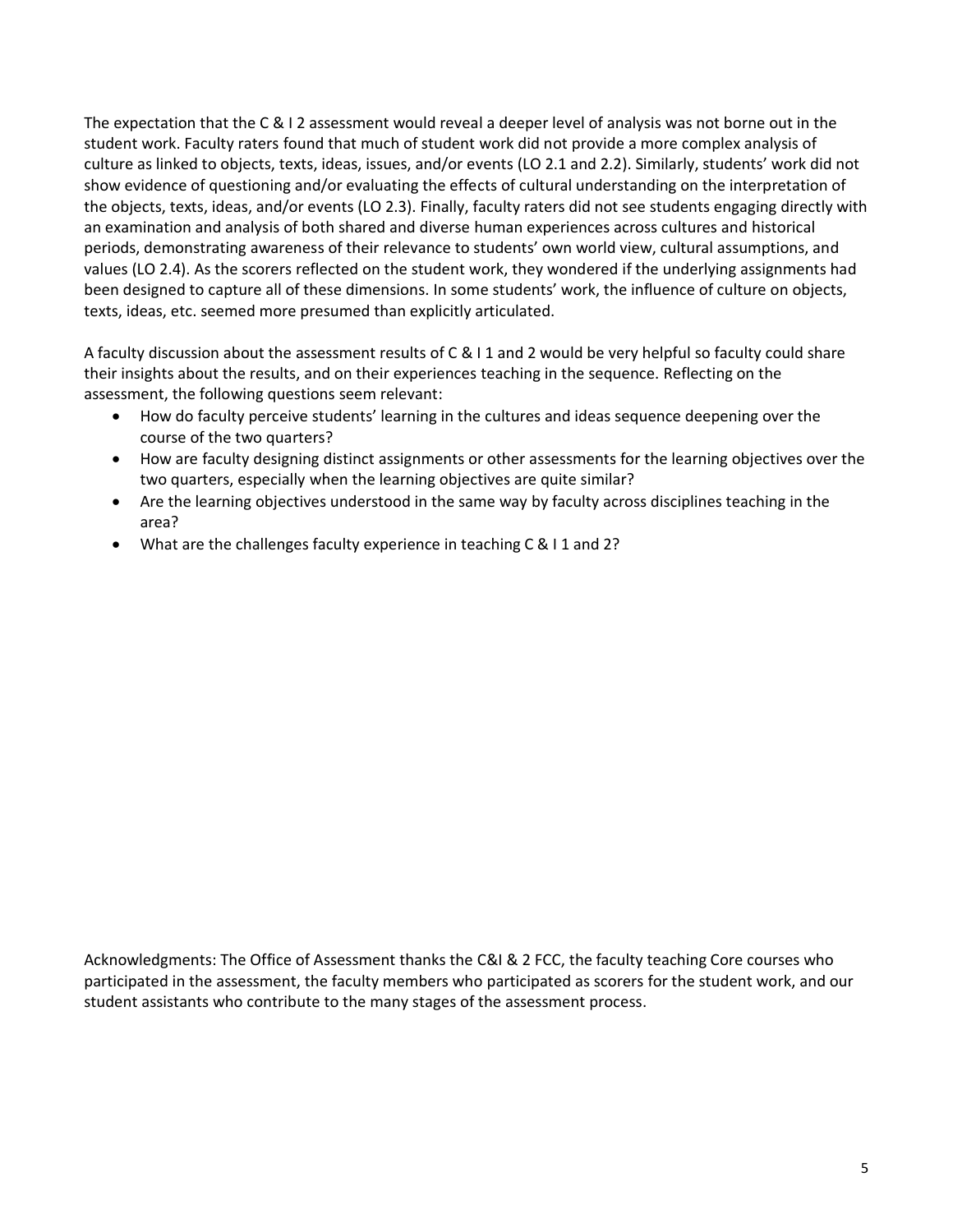The expectation that the C & I 2 assessment would reveal a deeper level of analysis was not borne out in the student work. Faculty raters found that much of student work did not provide a more complex analysis of culture as linked to objects, texts, ideas, issues, and/or events (LO 2.1 and 2.2). Similarly, students' work did not show evidence of questioning and/or evaluating the effects of cultural understanding on the interpretation of the objects, texts, ideas, and/or events (LO 2.3). Finally, faculty raters did not see students engaging directly with an examination and analysis of both shared and diverse human experiences across cultures and historical periods, demonstrating awareness of their relevance to students' own world view, cultural assumptions, and values (LO 2.4). As the scorers reflected on the student work, they wondered if the underlying assignments had been designed to capture all of these dimensions. In some students' work, the influence of culture on objects, texts, ideas, etc. seemed more presumed than explicitly articulated.

A faculty discussion about the assessment results of C & I 1 and 2 would be very helpful so faculty could share their insights about the results, and on their experiences teaching in the sequence. Reflecting on the assessment, the following questions seem relevant:

- How do faculty perceive students' learning in the cultures and ideas sequence deepening over the course of the two quarters?
- How are faculty designing distinct assignments or other assessments for the learning objectives over the two quarters, especially when the learning objectives are quite similar?
- Are the learning objectives understood in the same way by faculty across disciplines teaching in the area?
- What are the challenges faculty experience in teaching C & I 1 and 2?

Acknowledgments: The Office of Assessment thanks the C&I & 2 FCC, the faculty teaching Core courses who participated in the assessment, the faculty members who participated as scorers for the student work, and our student assistants who contribute to the many stages of the assessment process.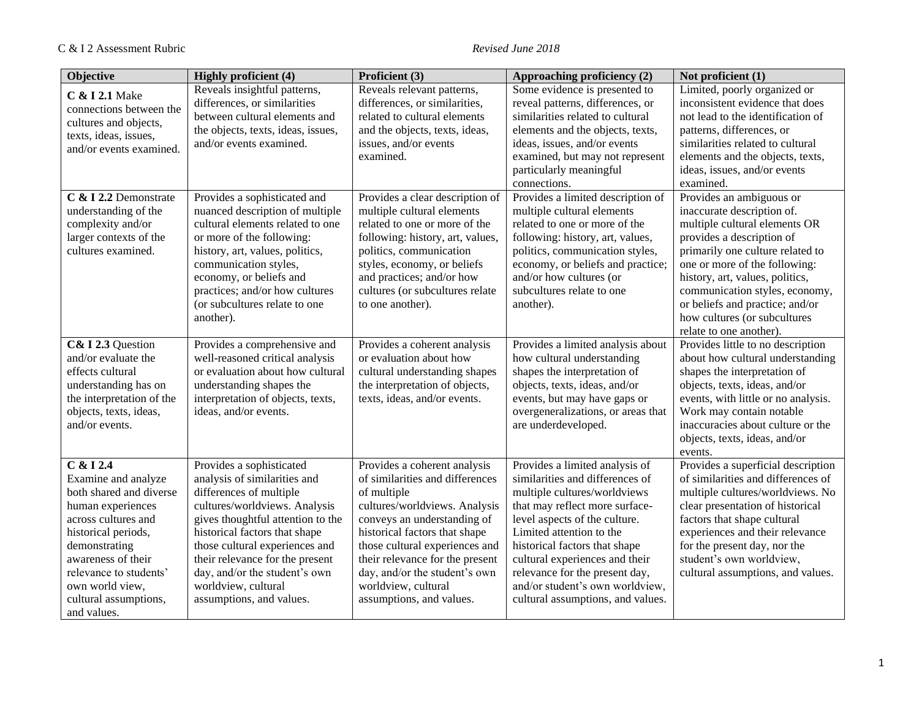| Objective | Highly proficient (4) | Proficient (3) | Approaching proficiency (2) | Not proficient (1) |
|---|---|---|---|---|
| **C & I 2.1** Make connections between the cultures and objects, texts, ideas, issues, and/or events examined. | Reveals insightful patterns, differences, or similarities between cultural elements and the objects, texts, ideas, issues, and/or events examined. | Reveals relevant patterns, differences, or similarities, related to cultural elements and the objects, texts, ideas, issues, and/or events examined. | Some evidence is presented to reveal patterns, differences, or similarities related to cultural elements and the objects, texts, ideas, issues, and/or events examined, but may not represent particularly meaningful connections. | Limited, poorly organized or inconsistent evidence that does not lead to the identification of patterns, differences, or similarities related to cultural elements and the objects, texts, ideas, issues, and/or events examined. |
| **C & I 2.2** Demonstrate understanding of the complexity and/or larger contexts of the cultures examined. | Provides a sophisticated and nuanced description of multiple cultural elements related to one or more of the following: history, art, values, politics, communication styles, economy, or beliefs and practices; and/or how cultures (or subcultures relate to one another). | Provides a clear description of multiple cultural elements related to one or more of the following: history, art, values, politics, communication styles, economy, or beliefs and practices; and/or how cultures (or subcultures relate to one another). | Provides a limited description of multiple cultural elements related to one or more of the following: history, art, values, politics, communication styles, economy, or beliefs and practice; and/or how cultures (or subcultures relate to one another). | Provides an ambiguous or inaccurate description of. multiple cultural elements OR provides a description of primarily one culture related to one or more of the following: history, art, values, politics, communication styles, economy, or beliefs and practice; and/or how cultures (or subcultures relate to one another). |
| **C& I 2.3** Question and/or evaluate the effects cultural understanding has on the interpretation of the objects, texts, ideas, and/or events. | Provides a comprehensive and well-reasoned critical analysis or evaluation about how cultural understanding shapes the interpretation of objects, texts, ideas, and/or events. | Provides a coherent analysis or evaluation about how cultural understanding shapes the interpretation of objects, texts, ideas, and/or events. | Provides a limited analysis about how cultural understanding shapes the interpretation of objects, texts, ideas, and/or events, but may have gaps or overgeneralizations, or areas that are underdeveloped. | Provides little to no description about how cultural understanding shapes the interpretation of objects, texts, ideas, and/or events, with little or no analysis. Work may contain notable inaccuracies about culture or the objects, texts, ideas, and/or events. |
| **C & I 2.4** Examine and analyze both shared and diverse human experiences across cultures and historical periods, demonstrating awareness of their relevance to students' own world view, cultural assumptions, and values. | Provides a sophisticated analysis of similarities and differences of multiple cultures/worldviews. Analysis gives thoughtful attention to the historical factors that shape those cultural experiences and their relevance for the present day, and/or the student's own worldview, cultural assumptions, and values. | Provides a coherent analysis of similarities and differences of multiple cultures/worldviews. Analysis conveys an understanding of historical factors that shape those cultural experiences and their relevance for the present day, and/or the student's own worldview, cultural assumptions, and values. | Provides a limited analysis of similarities and differences of multiple cultures/worldviews that may reflect more surface-level aspects of the culture. Limited attention to the historical factors that shape cultural experiences and their relevance for the present day, and/or student's own worldview, cultural assumptions, and values. | Provides a superficial description of similarities and differences of multiple cultures/worldviews. No clear presentation of historical factors that shape cultural experiences and their relevance for the present day, nor the student's own worldview, cultural assumptions, and values. |